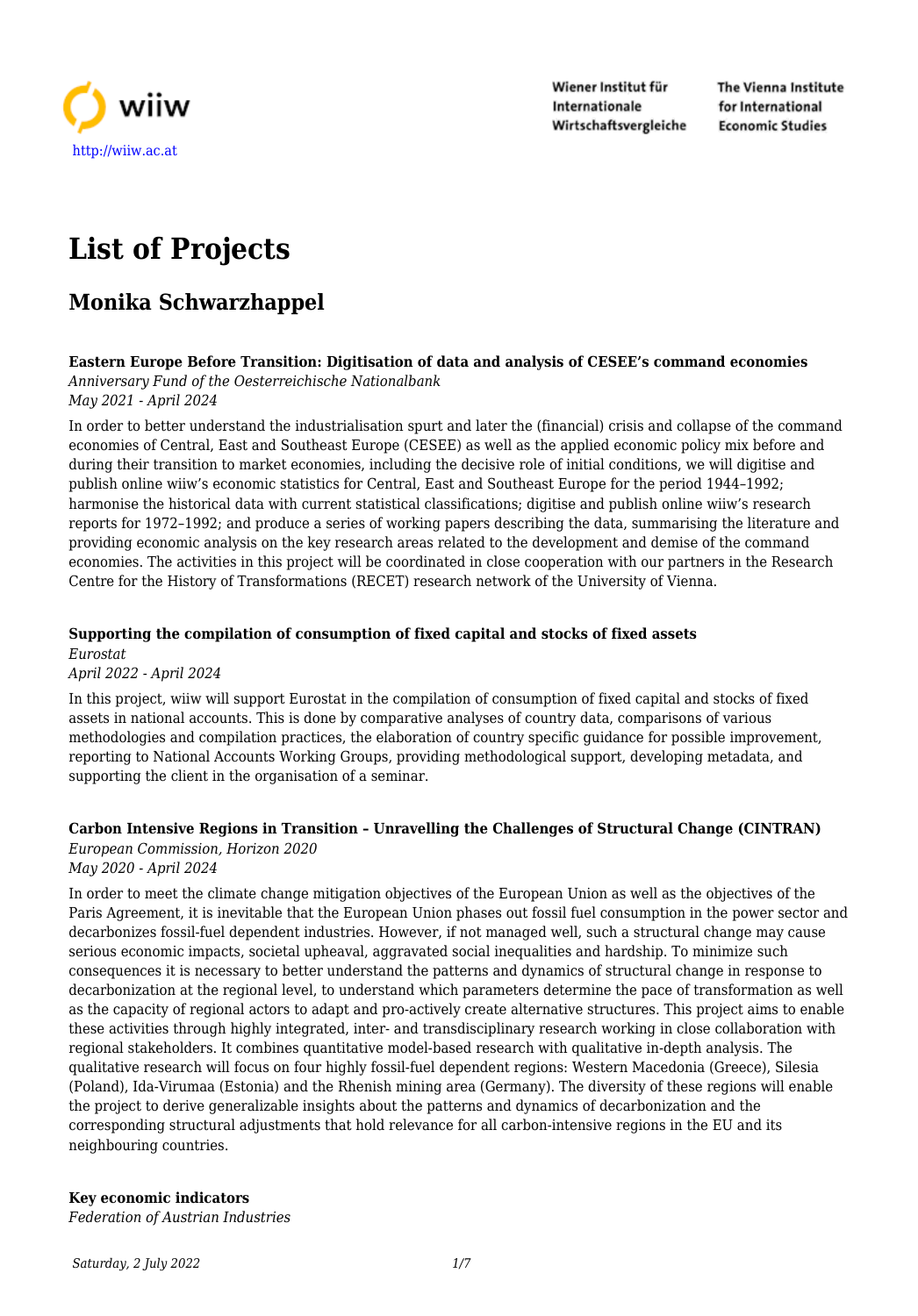wiiw

http://wiiw.ac.at

Wiener Institut für Internationale Wirtschaftsvergleiche

The Vienna Institute for International Economic Studies

# List of Projects

## Monika Schwarzhappel

**Eastern Europe Before Transition: Digitisation of data and analysis of CESEE's command economies**
*Anniversary Fund of the Oesterreichische Nationalbank*
*May 2021 - April 2024*

In order to better understand the industrialisation spurt and later the (financial) crisis and collapse of the command economies of Central, East and Southeast Europe (CESEE) as well as the applied economic policy mix before and during their transition to market economies, including the decisive role of initial conditions, we will digitise and publish online wiiw's economic statistics for Central, East and Southeast Europe for the period 1944–1992; harmonise the historical data with current statistical classifications; digitise and publish online wiiw's research reports for 1972–1992; and produce a series of working papers describing the data, summarising the literature and providing economic analysis on the key research areas related to the development and demise of the command economies. The activities in this project will be coordinated in close cooperation with our partners in the Research Centre for the History of Transformations (RECET) research network of the University of Vienna.

**Supporting the compilation of consumption of fixed capital and stocks of fixed assets**
*Eurostat*
*April 2022 - April 2024*

In this project, wiiw will support Eurostat in the compilation of consumption of fixed capital and stocks of fixed assets in national accounts. This is done by comparative analyses of country data, comparisons of various methodologies and compilation practices, the elaboration of country specific guidance for possible improvement, reporting to National Accounts Working Groups, providing methodological support, developing metadata, and supporting the client in the organisation of a seminar.

**Carbon Intensive Regions in Transition – Unravelling the Challenges of Structural Change (CINTRAN)**
*European Commission, Horizon 2020*
*May 2020 - April 2024*

In order to meet the climate change mitigation objectives of the European Union as well as the objectives of the Paris Agreement, it is inevitable that the European Union phases out fossil fuel consumption in the power sector and decarbonizes fossil-fuel dependent industries. However, if not managed well, such a structural change may cause serious economic impacts, societal upheaval, aggravated social inequalities and hardship. To minimize such consequences it is necessary to better understand the patterns and dynamics of structural change in response to decarbonization at the regional level, to understand which parameters determine the pace of transformation as well as the capacity of regional actors to adapt and pro-actively create alternative structures. This project aims to enable these activities through highly integrated, inter- and transdisciplinary research working in close collaboration with regional stakeholders. It combines quantitative model-based research with qualitative in-depth analysis. The qualitative research will focus on four highly fossil-fuel dependent regions: Western Macedonia (Greece), Silesia (Poland), Ida-Virumaa (Estonia) and the Rhenish mining area (Germany). The diversity of these regions will enable the project to derive generalizable insights about the patterns and dynamics of decarbonization and the corresponding structural adjustments that hold relevance for all carbon-intensive regions in the EU and its neighbouring countries.

**Key economic indicators**
*Federation of Austrian Industries*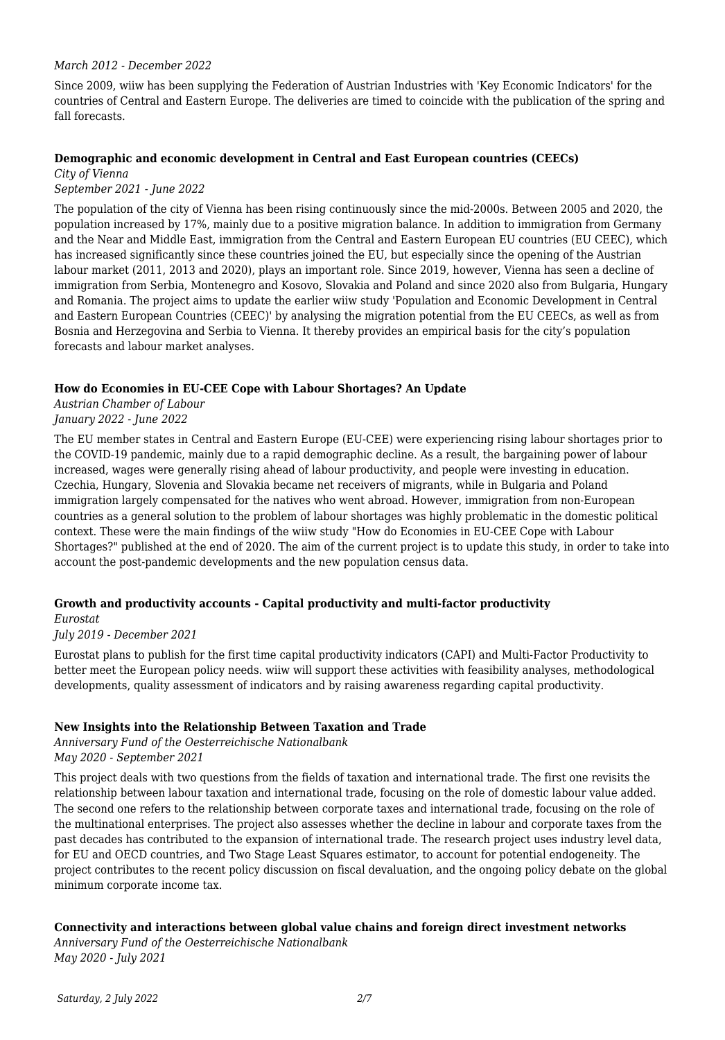*March 2012 - December 2022*

Since 2009, wiiw has been supplying the Federation of Austrian Industries with 'Key Economic Indicators' for the countries of Central and Eastern Europe. The deliveries are timed to coincide with the publication of the spring and fall forecasts.

**Demographic and economic development in Central and East European countries (CEECs)**

*City of Vienna*
*September 2021 - June 2022*

The population of the city of Vienna has been rising continuously since the mid-2000s. Between 2005 and 2020, the population increased by 17%, mainly due to a positive migration balance. In addition to immigration from Germany and the Near and Middle East, immigration from the Central and Eastern European EU countries (EU CEEC), which has increased significantly since these countries joined the EU, but especially since the opening of the Austrian labour market (2011, 2013 and 2020), plays an important role. Since 2019, however, Vienna has seen a decline of immigration from Serbia, Montenegro and Kosovo, Slovakia and Poland and since 2020 also from Bulgaria, Hungary and Romania. The project aims to update the earlier wiiw study 'Population and Economic Development in Central and Eastern European Countries (CEEC)' by analysing the migration potential from the EU CEECs, as well as from Bosnia and Herzegovina and Serbia to Vienna. It thereby provides an empirical basis for the city's population forecasts and labour market analyses.

**How do Economies in EU-CEE Cope with Labour Shortages? An Update**

*Austrian Chamber of Labour*
*January 2022 - June 2022*

The EU member states in Central and Eastern Europe (EU-CEE) were experiencing rising labour shortages prior to the COVID-19 pandemic, mainly due to a rapid demographic decline. As a result, the bargaining power of labour increased, wages were generally rising ahead of labour productivity, and people were investing in education. Czechia, Hungary, Slovenia and Slovakia became net receivers of migrants, while in Bulgaria and Poland immigration largely compensated for the natives who went abroad. However, immigration from non-European countries as a general solution to the problem of labour shortages was highly problematic in the domestic political context. These were the main findings of the wiiw study "How do Economies in EU-CEE Cope with Labour Shortages?" published at the end of 2020. The aim of the current project is to update this study, in order to take into account the post-pandemic developments and the new population census data.

**Growth and productivity accounts - Capital productivity and multi-factor productivity**

*Eurostat*
*July 2019 - December 2021*

Eurostat plans to publish for the first time capital productivity indicators (CAPI) and Multi-Factor Productivity to better meet the European policy needs. wiiw will support these activities with feasibility analyses, methodological developments, quality assessment of indicators and by raising awareness regarding capital productivity.

**New Insights into the Relationship Between Taxation and Trade**

*Anniversary Fund of the Oesterreichische Nationalbank*
*May 2020 - September 2021*

This project deals with two questions from the fields of taxation and international trade. The first one revisits the relationship between labour taxation and international trade, focusing on the role of domestic labour value added. The second one refers to the relationship between corporate taxes and international trade, focusing on the role of the multinational enterprises. The project also assesses whether the decline in labour and corporate taxes from the past decades has contributed to the expansion of international trade. The research project uses industry level data, for EU and OECD countries, and Two Stage Least Squares estimator, to account for potential endogeneity. The project contributes to the recent policy discussion on fiscal devaluation, and the ongoing policy debate on the global minimum corporate income tax.

**Connectivity and interactions between global value chains and foreign direct investment networks**

*Anniversary Fund of the Oesterreichische Nationalbank*
*May 2020 - July 2021*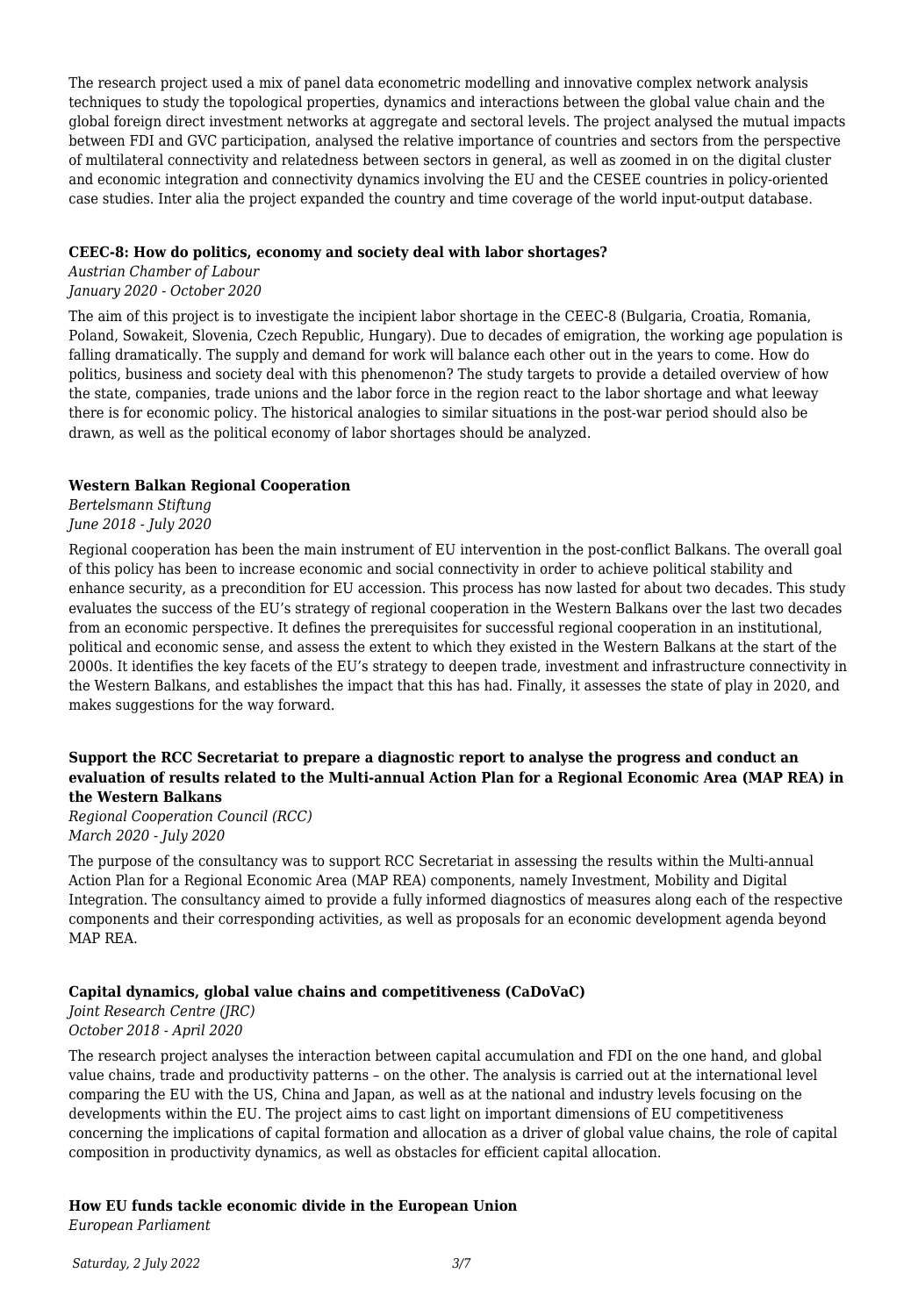The research project used a mix of panel data econometric modelling and innovative complex network analysis techniques to study the topological properties, dynamics and interactions between the global value chain and the global foreign direct investment networks at aggregate and sectoral levels. The project analysed the mutual impacts between FDI and GVC participation, analysed the relative importance of countries and sectors from the perspective of multilateral connectivity and relatedness between sectors in general, as well as zoomed in on the digital cluster and economic integration and connectivity dynamics involving the EU and the CESEE countries in policy-oriented case studies. Inter alia the project expanded the country and time coverage of the world input-output database.

**CEEC-8: How do politics, economy and society deal with labor shortages?**

*Austrian Chamber of Labour*
*January 2020 - October 2020*

The aim of this project is to investigate the incipient labor shortage in the CEEC-8 (Bulgaria, Croatia, Romania, Poland, Sowakeit, Slovenia, Czech Republic, Hungary). Due to decades of emigration, the working age population is falling dramatically. The supply and demand for work will balance each other out in the years to come. How do politics, business and society deal with this phenomenon? The study targets to provide a detailed overview of how the state, companies, trade unions and the labor force in the region react to the labor shortage and what leeway there is for economic policy. The historical analogies to similar situations in the post-war period should also be drawn, as well as the political economy of labor shortages should be analyzed.

**Western Balkan Regional Cooperation**

*Bertelsmann Stiftung*
*June 2018 - July 2020*

Regional cooperation has been the main instrument of EU intervention in the post-conflict Balkans. The overall goal of this policy has been to increase economic and social connectivity in order to achieve political stability and enhance security, as a precondition for EU accession. This process has now lasted for about two decades. This study evaluates the success of the EU's strategy of regional cooperation in the Western Balkans over the last two decades from an economic perspective. It defines the prerequisites for successful regional cooperation in an institutional, political and economic sense, and assess the extent to which they existed in the Western Balkans at the start of the 2000s. It identifies the key facets of the EU's strategy to deepen trade, investment and infrastructure connectivity in the Western Balkans, and establishes the impact that this has had. Finally, it assesses the state of play in 2020, and makes suggestions for the way forward.

**Support the RCC Secretariat to prepare a diagnostic report to analyse the progress and conduct an evaluation of results related to the Multi-annual Action Plan for a Regional Economic Area (MAP REA) in the Western Balkans**

*Regional Cooperation Council (RCC)*
*March 2020 - July 2020*

The purpose of the consultancy was to support RCC Secretariat in assessing the results within the Multi-annual Action Plan for a Regional Economic Area (MAP REA) components, namely Investment, Mobility and Digital Integration. The consultancy aimed to provide a fully informed diagnostics of measures along each of the respective components and their corresponding activities, as well as proposals for an economic development agenda beyond MAP REA.

**Capital dynamics, global value chains and competitiveness (CaDoVaC)**

*Joint Research Centre (JRC)*
*October 2018 - April 2020*

The research project analyses the interaction between capital accumulation and FDI on the one hand, and global value chains, trade and productivity patterns – on the other. The analysis is carried out at the international level comparing the EU with the US, China and Japan, as well as at the national and industry levels focusing on the developments within the EU. The project aims to cast light on important dimensions of EU competitiveness concerning the implications of capital formation and allocation as a driver of global value chains, the role of capital composition in productivity dynamics, as well as obstacles for efficient capital allocation.

**How EU funds tackle economic divide in the European Union**

*European Parliament*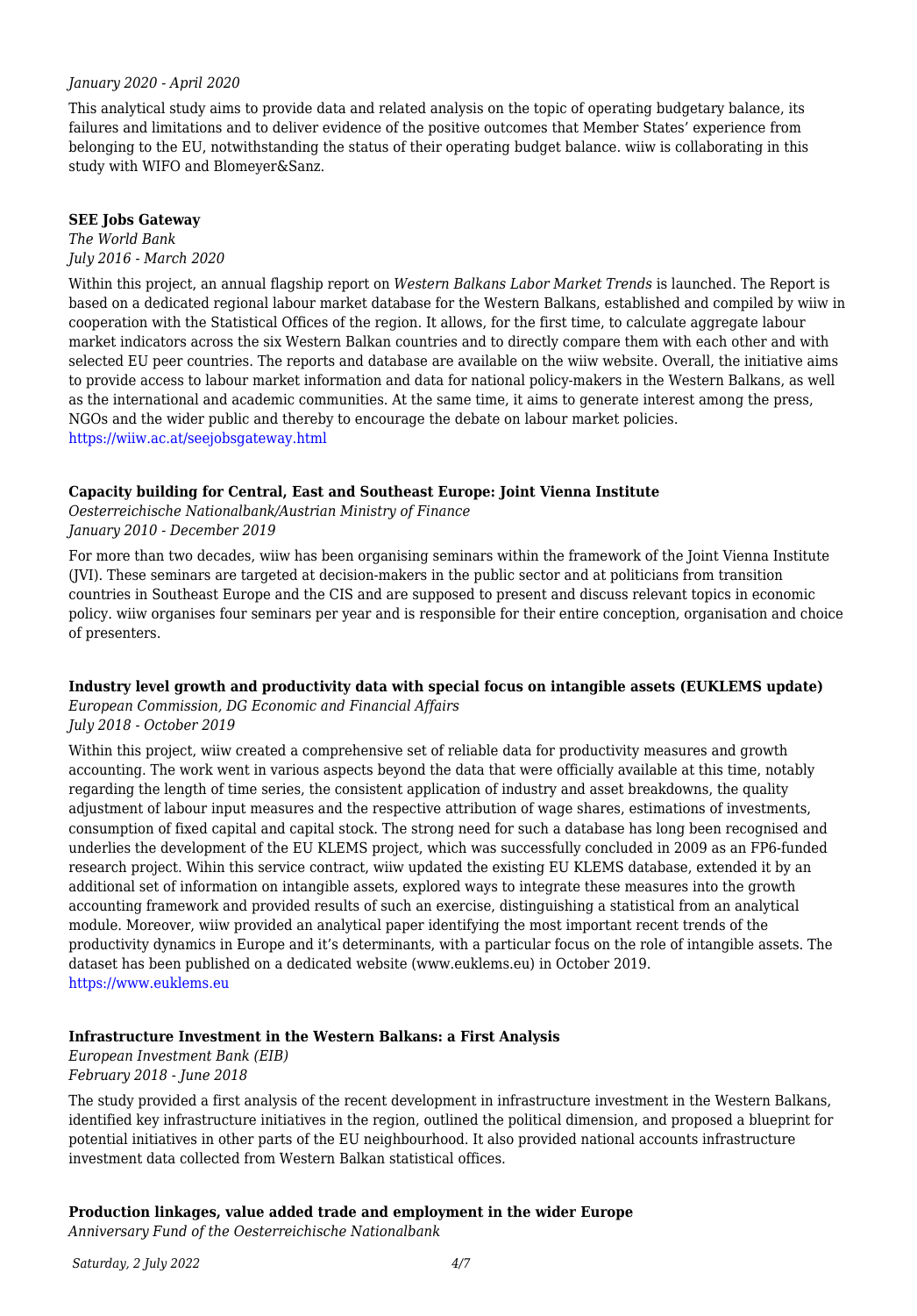*January 2020 - April 2020*

This analytical study aims to provide data and related analysis on the topic of operating budgetary balance, its failures and limitations and to deliver evidence of the positive outcomes that Member States' experience from belonging to the EU, notwithstanding the status of their operating budget balance. wiiw is collaborating in this study with WIFO and Blomeyer&Sanz.

**SEE Jobs Gateway**

*The World Bank*
*July 2016 - March 2020*

Within this project, an annual flagship report on *Western Balkans Labor Market Trends* is launched. The Report is based on a dedicated regional labour market database for the Western Balkans, established and compiled by wiiw in cooperation with the Statistical Offices of the region. It allows, for the first time, to calculate aggregate labour market indicators across the six Western Balkan countries and to directly compare them with each other and with selected EU peer countries. The reports and database are available on the wiiw website. Overall, the initiative aims to provide access to labour market information and data for national policy-makers in the Western Balkans, as well as the international and academic communities. At the same time, it aims to generate interest among the press, NGOs and the wider public and thereby to encourage the debate on labour market policies.
https://wiiw.ac.at/seejobsgateway.html

**Capacity building for Central, East and Southeast Europe: Joint Vienna Institute**

*Oesterreichische Nationalbank/Austrian Ministry of Finance*
*January 2010 - December 2019*

For more than two decades, wiiw has been organising seminars within the framework of the Joint Vienna Institute (JVI). These seminars are targeted at decision-makers in the public sector and at politicians from transition countries in Southeast Europe and the CIS and are supposed to present and discuss relevant topics in economic policy. wiiw organises four seminars per year and is responsible for their entire conception, organisation and choice of presenters.

**Industry level growth and productivity data with special focus on intangible assets (EUKLEMS update)**

*European Commission, DG Economic and Financial Affairs*
*July 2018 - October 2019*

Within this project, wiiw created a comprehensive set of reliable data for productivity measures and growth accounting. The work went in various aspects beyond the data that were officially available at this time, notably regarding the length of time series, the consistent application of industry and asset breakdowns, the quality adjustment of labour input measures and the respective attribution of wage shares, estimations of investments, consumption of fixed capital and capital stock. The strong need for such a database has long been recognised and underlies the development of the EU KLEMS project, which was successfully concluded in 2009 as an FP6-funded research project. Wihin this service contract, wiiw updated the existing EU KLEMS database, extended it by an additional set of information on intangible assets, explored ways to integrate these measures into the growth accounting framework and provided results of such an exercise, distinguishing a statistical from an analytical module. Moreover, wiiw provided an analytical paper identifying the most important recent trends of the productivity dynamics in Europe and it's determinants, with a particular focus on the role of intangible assets. The dataset has been published on a dedicated website (www.euklems.eu) in October 2019.
https://www.euklems.eu

**Infrastructure Investment in the Western Balkans: a First Analysis**

*European Investment Bank (EIB)*
*February 2018 - June 2018*

The study provided a first analysis of the recent development in infrastructure investment in the Western Balkans, identified key infrastructure initiatives in the region, outlined the political dimension, and proposed a blueprint for potential initiatives in other parts of the EU neighbourhood. It also provided national accounts infrastructure investment data collected from Western Balkan statistical offices.

**Production linkages, value added trade and employment in the wider Europe**

*Anniversary Fund of the Oesterreichische Nationalbank*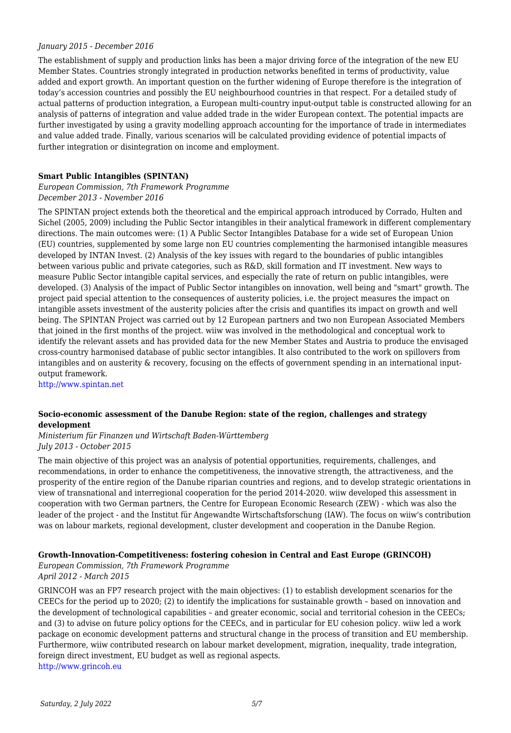*January 2015 - December 2016*

The establishment of supply and production links has been a major driving force of the integration of the new EU Member States. Countries strongly integrated in production networks benefited in terms of productivity, value added and export growth. An important question on the further widening of Europe therefore is the integration of today's accession countries and possibly the EU neighbourhood countries in that respect. For a detailed study of actual patterns of production integration, a European multi-country input-output table is constructed allowing for an analysis of patterns of integration and value added trade in the wider European context. The potential impacts are further investigated by using a gravity modelling approach accounting for the importance of trade in intermediates and value added trade. Finally, various scenarios will be calculated providing evidence of potential impacts of further integration or disintegration on income and employment.

**Smart Public Intangibles (SPINTAN)**

*European Commission, 7th Framework Programme*
*December 2013 - November 2016*

The SPINTAN project extends both the theoretical and the empirical approach introduced by Corrado, Hulten and Sichel (2005, 2009) including the Public Sector intangibles in their analytical framework in different complementary directions. The main outcomes were: (1) A Public Sector Intangibles Database for a wide set of European Union (EU) countries, supplemented by some large non EU countries complementing the harmonised intangible measures developed by INTAN Invest. (2) Analysis of the key issues with regard to the boundaries of public intangibles between various public and private categories, such as R&D, skill formation and IT investment. New ways to measure Public Sector intangible capital services, and especially the rate of return on public intangibles, were developed. (3) Analysis of the impact of Public Sector intangibles on innovation, well being and "smart" growth. The project paid special attention to the consequences of austerity policies, i.e. the project measures the impact on intangible assets investment of the austerity policies after the crisis and quantifies its impact on growth and well being. The SPINTAN Project was carried out by 12 European partners and two non European Associated Members that joined in the first months of the project. wiiw was involved in the methodological and conceptual work to identify the relevant assets and has provided data for the new Member States and Austria to produce the envisaged cross-country harmonised database of public sector intangibles. It also contributed to the work on spillovers from intangibles and on austerity & recovery, focusing on the effects of government spending in an international input-output framework.
http://www.spintan.net

**Socio-economic assessment of the Danube Region: state of the region, challenges and strategy development**

*Ministerium für Finanzen und Wirtschaft Baden-Württemberg*
*July 2013 - October 2015*

The main objective of this project was an analysis of potential opportunities, requirements, challenges, and recommendations, in order to enhance the competitiveness, the innovative strength, the attractiveness, and the prosperity of the entire region of the Danube riparian countries and regions, and to develop strategic orientations in view of transnational and interregional cooperation for the period 2014-2020. wiiw developed this assessment in cooperation with two German partners, the Centre for European Economic Research (ZEW) - which was also the leader of the project - and the Institut für Angewandte Wirtschaftsforschung (IAW). The focus on wiiw's contribution was on labour markets, regional development, cluster development and cooperation in the Danube Region.

**Growth-Innovation-Competitiveness: fostering cohesion in Central and East Europe (GRINCOH)**

*European Commission, 7th Framework Programme*
*April 2012 - March 2015*

GRINCOH was an FP7 research project with the main objectives: (1) to establish development scenarios for the CEECs for the period up to 2020; (2) to identify the implications for sustainable growth – based on innovation and the development of technological capabilities – and greater economic, social and territorial cohesion in the CEECs; and (3) to advise on future policy options for the CEECs, and in particular for EU cohesion policy. wiiw led a work package on economic development patterns and structural change in the process of transition and EU membership. Furthermore, wiiw contributed research on labour market development, migration, inequality, trade integration, foreign direct investment, EU budget as well as regional aspects.
http://www.grincoh.eu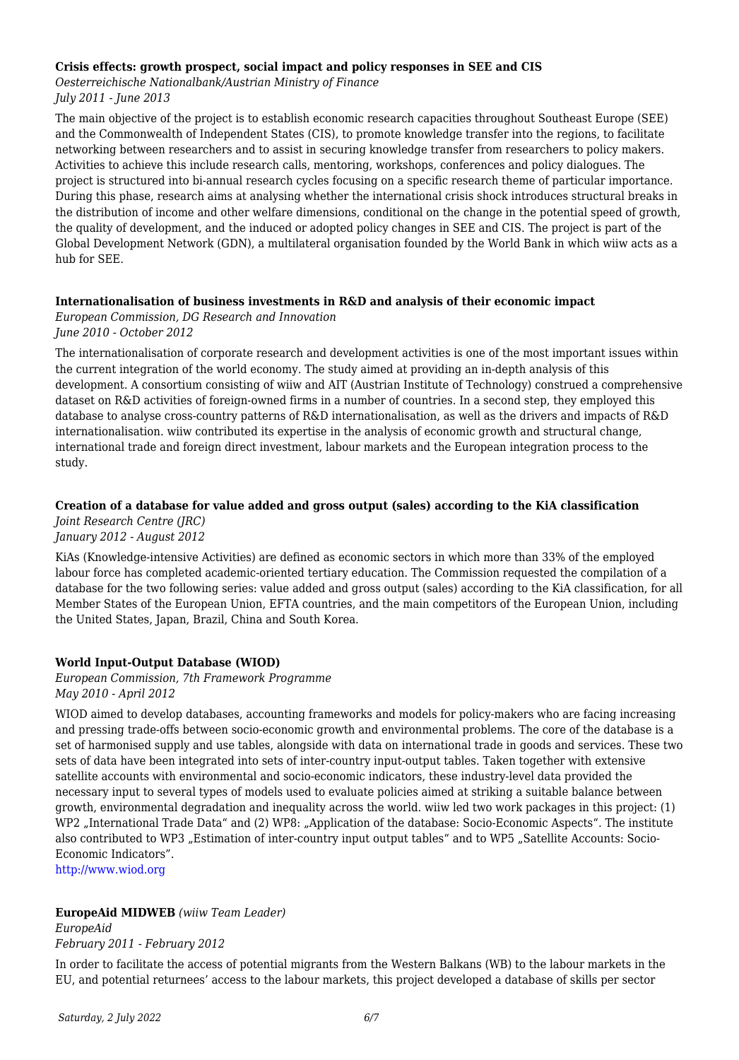**Crisis effects: growth prospect, social impact and policy responses in SEE and CIS**

*Oesterreichische Nationalbank/Austrian Ministry of Finance*
*July 2011 - June 2013*

The main objective of the project is to establish economic research capacities throughout Southeast Europe (SEE) and the Commonwealth of Independent States (CIS), to promote knowledge transfer into the regions, to facilitate networking between researchers and to assist in securing knowledge transfer from researchers to policy makers. Activities to achieve this include research calls, mentoring, workshops, conferences and policy dialogues. The project is structured into bi-annual research cycles focusing on a specific research theme of particular importance. During this phase, research aims at analysing whether the international crisis shock introduces structural breaks in the distribution of income and other welfare dimensions, conditional on the change in the potential speed of growth, the quality of development, and the induced or adopted policy changes in SEE and CIS. The project is part of the Global Development Network (GDN), a multilateral organisation founded by the World Bank in which wiiw acts as a hub for SEE.

**Internationalisation of business investments in R&D and analysis of their economic impact**

*European Commission, DG Research and Innovation*
*June 2010 - October 2012*

The internationalisation of corporate research and development activities is one of the most important issues within the current integration of the world economy. The study aimed at providing an in-depth analysis of this development. A consortium consisting of wiiw and AIT (Austrian Institute of Technology) construed a comprehensive dataset on R&D activities of foreign-owned firms in a number of countries. In a second step, they employed this database to analyse cross-country patterns of R&D internationalisation, as well as the drivers and impacts of R&D internationalisation. wiiw contributed its expertise in the analysis of economic growth and structural change, international trade and foreign direct investment, labour markets and the European integration process to the study.

**Creation of a database for value added and gross output (sales) according to the KiA classification**

*Joint Research Centre (JRC)*
*January 2012 - August 2012*

KiAs (Knowledge-intensive Activities) are defined as economic sectors in which more than 33% of the employed labour force has completed academic-oriented tertiary education. The Commission requested the compilation of a database for the two following series: value added and gross output (sales) according to the KiA classification, for all Member States of the European Union, EFTA countries, and the main competitors of the European Union, including the United States, Japan, Brazil, China and South Korea.

**World Input-Output Database (WIOD)**

*European Commission, 7th Framework Programme*
*May 2010 - April 2012*

WIOD aimed to develop databases, accounting frameworks and models for policy-makers who are facing increasing and pressing trade-offs between socio-economic growth and environmental problems. The core of the database is a set of harmonised supply and use tables, alongside with data on international trade in goods and services. These two sets of data have been integrated into sets of inter-country input-output tables. Taken together with extensive satellite accounts with environmental and socio-economic indicators, these industry-level data provided the necessary input to several types of models used to evaluate policies aimed at striking a suitable balance between growth, environmental degradation and inequality across the world. wiiw led two work packages in this project: (1) WP2 „International Trade Data" and (2) WP8: „Application of the database: Socio-Economic Aspects". The institute also contributed to WP3 „Estimation of inter-country input output tables" and to WP5 „Satellite Accounts: Socio-Economic Indicators".

http://www.wiod.org

**EuropeAid MIDWEB** *(wiiw Team Leader)*

*EuropeAid*
*February 2011 - February 2012*

In order to facilitate the access of potential migrants from the Western Balkans (WB) to the labour markets in the EU, and potential returnees' access to the labour markets, this project developed a database of skills per sector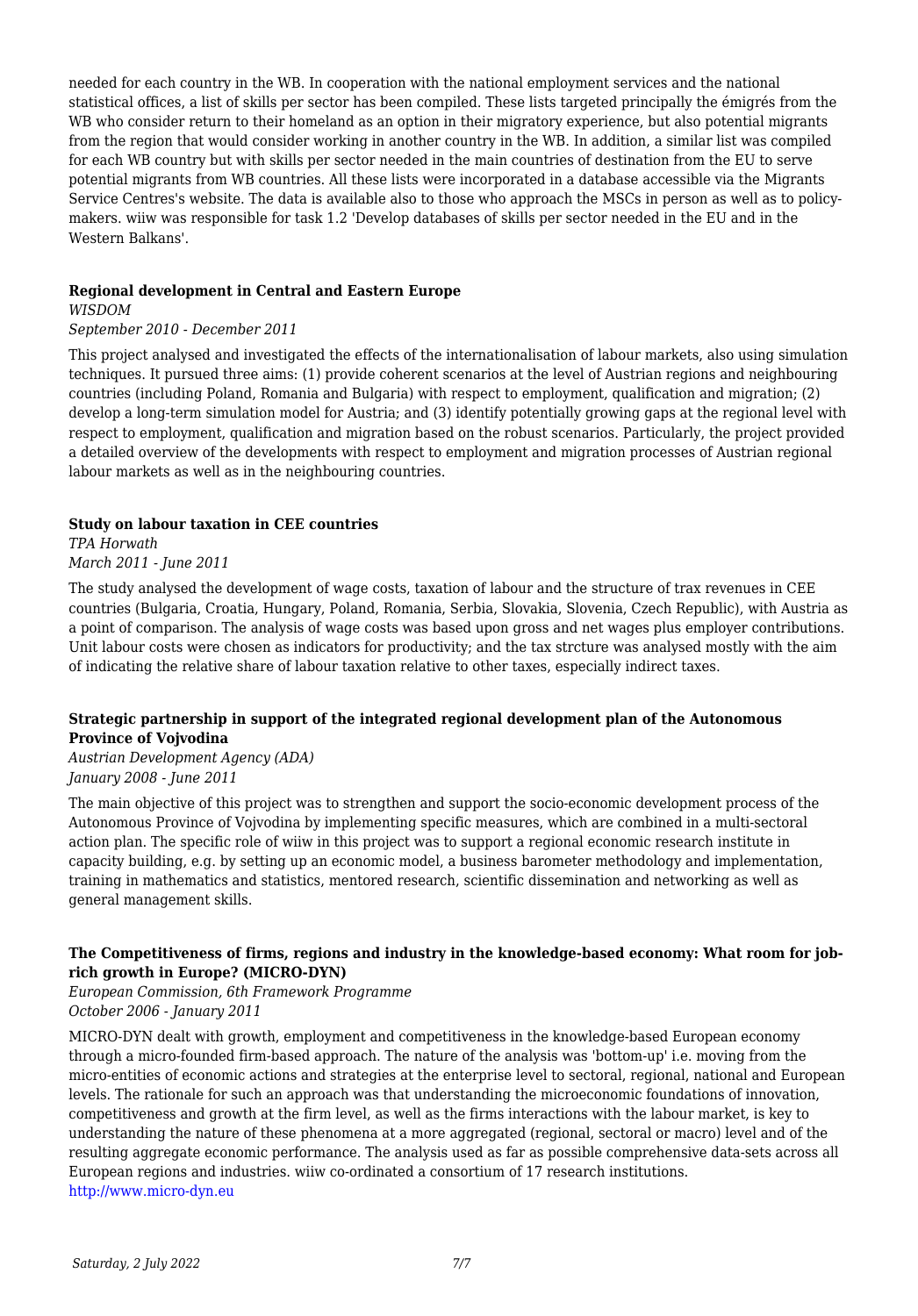needed for each country in the WB. In cooperation with the national employment services and the national statistical offices, a list of skills per sector has been compiled. These lists targeted principally the émigrés from the WB who consider return to their homeland as an option in their migratory experience, but also potential migrants from the region that would consider working in another country in the WB. In addition, a similar list was compiled for each WB country but with skills per sector needed in the main countries of destination from the EU to serve potential migrants from WB countries. All these lists were incorporated in a database accessible via the Migrants Service Centres's website. The data is available also to those who approach the MSCs in person as well as to policy-makers. wiiw was responsible for task 1.2 'Develop databases of skills per sector needed in the EU and in the Western Balkans'.

**Regional development in Central and Eastern Europe**

*WISDOM*

*September 2010 - December 2011*

This project analysed and investigated the effects of the internationalisation of labour markets, also using simulation techniques. It pursued three aims: (1) provide coherent scenarios at the level of Austrian regions and neighbouring countries (including Poland, Romania and Bulgaria) with respect to employment, qualification and migration; (2) develop a long-term simulation model for Austria; and (3) identify potentially growing gaps at the regional level with respect to employment, qualification and migration based on the robust scenarios. Particularly, the project provided a detailed overview of the developments with respect to employment and migration processes of Austrian regional labour markets as well as in the neighbouring countries.

**Study on labour taxation in CEE countries**

*TPA Horwath*

*March 2011 - June 2011*

The study analysed the development of wage costs, taxation of labour and the structure of trax revenues in CEE countries (Bulgaria, Croatia, Hungary, Poland, Romania, Serbia, Slovakia, Slovenia, Czech Republic), with Austria as a point of comparison. The analysis of wage costs was based upon gross and net wages plus employer contributions. Unit labour costs were chosen as indicators for productivity; and the tax strcture was analysed mostly with the aim of indicating the relative share of labour taxation relative to other taxes, especially indirect taxes.

**Strategic partnership in support of the integrated regional development plan of the Autonomous Province of Vojvodina**

*Austrian Development Agency (ADA)*

*January 2008 - June 2011*

The main objective of this project was to strengthen and support the socio-economic development process of the Autonomous Province of Vojvodina by implementing specific measures, which are combined in a multi-sectoral action plan. The specific role of wiiw in this project was to support a regional economic research institute in capacity building, e.g. by setting up an economic model, a business barometer methodology and implementation, training in mathematics and statistics, mentored research, scientific dissemination and networking as well as general management skills.

**The Competitiveness of firms, regions and industry in the knowledge-based economy: What room for job-rich growth in Europe? (MICRO-DYN)**

*European Commission, 6th Framework Programme*

*October 2006 - January 2011*

MICRO-DYN dealt with growth, employment and competitiveness in the knowledge-based European economy through a micro-founded firm-based approach. The nature of the analysis was 'bottom-up' i.e. moving from the micro-entities of economic actions and strategies at the enterprise level to sectoral, regional, national and European levels. The rationale for such an approach was that understanding the microeconomic foundations of innovation, competitiveness and growth at the firm level, as well as the firms interactions with the labour market, is key to understanding the nature of these phenomena at a more aggregated (regional, sectoral or macro) level and of the resulting aggregate economic performance. The analysis used as far as possible comprehensive data-sets across all European regions and industries. wiiw co-ordinated a consortium of 17 research institutions.
http://www.micro-dyn.eu